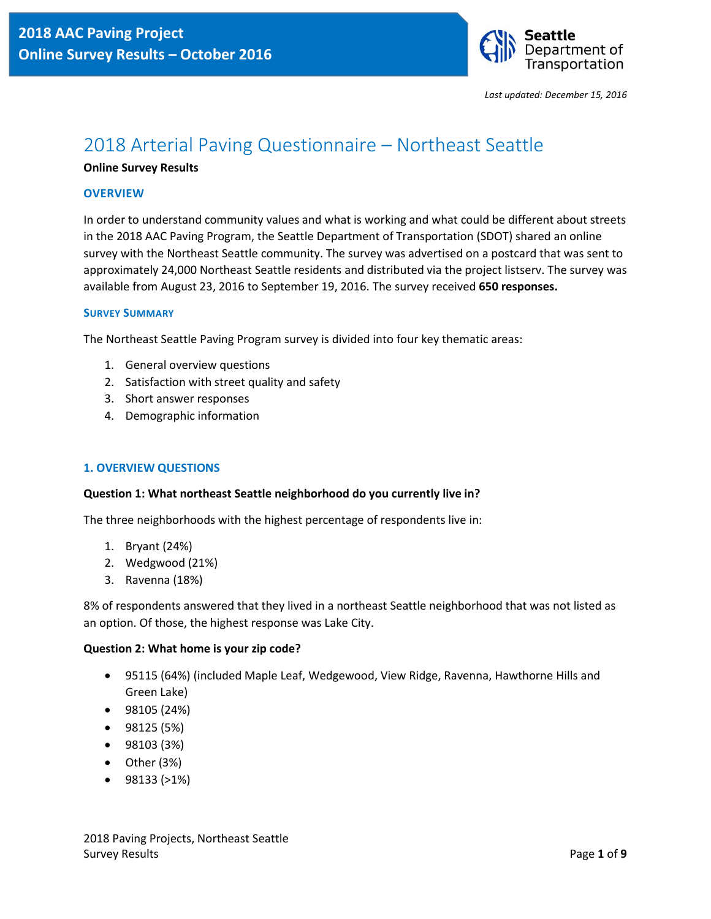# 2018 AAC Paving Project
# Online Survey Results – October 2016

Seattle Department of Transportation

*Last updated: December 15, 2016*

## 2018 Arterial Paving Questionnaire – Northeast Seattle

**Online Survey Results**

### OVERVIEW

In order to understand community values and what is working and what could be different about streets in the 2018 AAC Paving Program, the Seattle Department of Transportation (SDOT) shared an online survey with the Northeast Seattle community. The survey was advertised on a postcard that was sent to approximately 24,000 Northeast Seattle residents and distributed via the project listserv. The survey was available from August 23, 2016 to September 19, 2016. The survey received **650 responses.**

#### SURVEY SUMMARY

The Northeast Seattle Paving Program survey is divided into four key thematic areas:

1. General overview questions
2. Satisfaction with street quality and safety
3. Short answer responses
4. Demographic information

### 1. OVERVIEW QUESTIONS

**Question 1: What northeast Seattle neighborhood do you currently live in?**

The three neighborhoods with the highest percentage of respondents live in:

1. Bryant (24%)
2. Wedgwood (21%)
3. Ravenna (18%)

8% of respondents answered that they lived in a northeast Seattle neighborhood that was not listed as an option. Of those, the highest response was Lake City.

**Question 2: What home is your zip code?**

- 95115 (64%) (included Maple Leaf, Wedgewood, View Ridge, Ravenna, Hawthorne Hills and Green Lake)
- 98105 (24%)
- 98125 (5%)
- 98103 (3%)
- Other (3%)
- 98133 (>1%)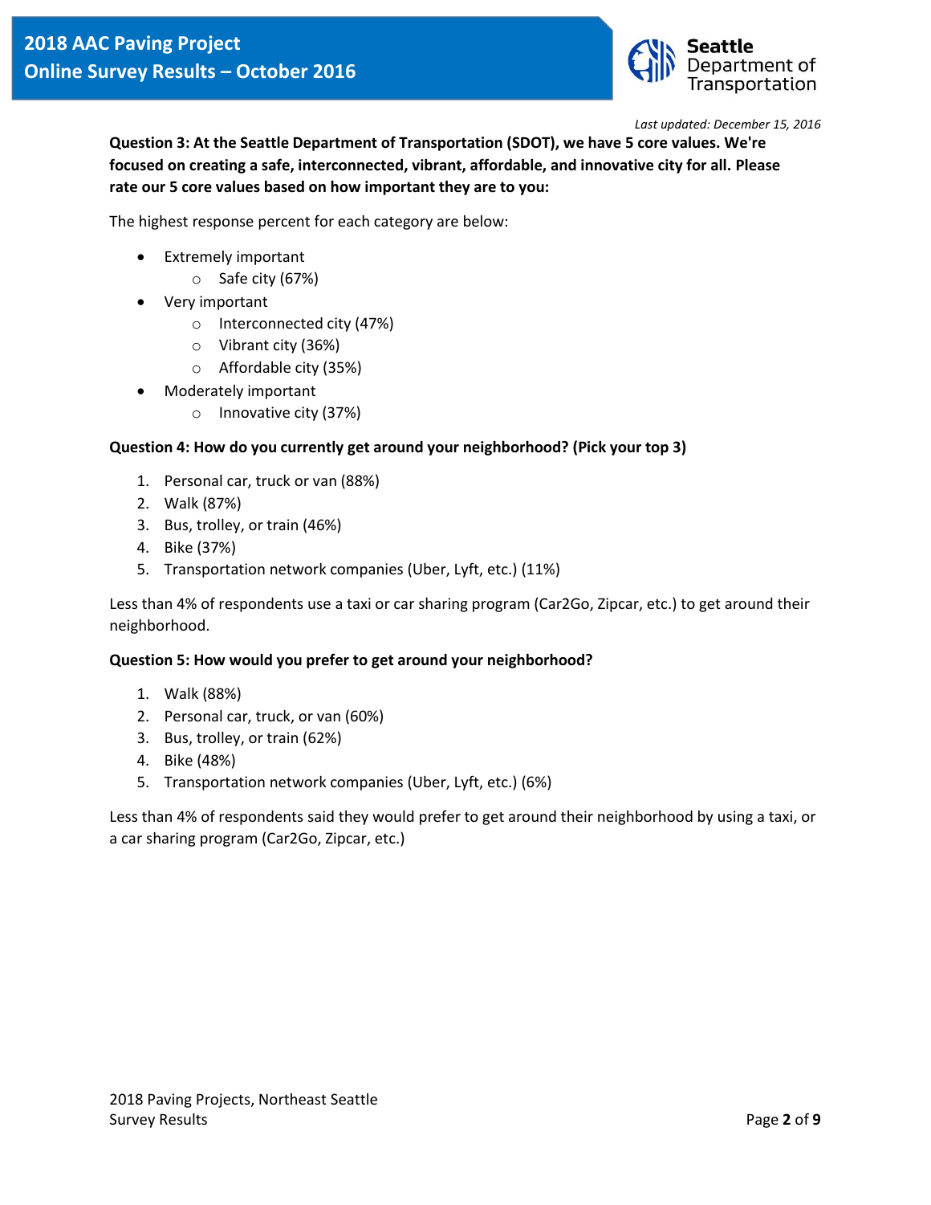**Question 3: At the Seattle Department of Transportation (SDOT), we have 5 core values. We're focused on creating a safe, interconnected, vibrant, affordable, and innovative city for all. Please rate our 5 core values based on how important they are to you:**

The highest response percent for each category are below:

- Extremely important
  - Safe city (67%)
- Very important
  - Interconnected city (47%)
  - Vibrant city (36%)
  - Affordable city (35%)
- Moderately important
  - Innovative city (37%)

**Question 4: How do you currently get around your neighborhood? (Pick your top 3)**

1. Personal car, truck or van (88%)
2. Walk (87%)
3. Bus, trolley, or train (46%)
4. Bike (37%)
5. Transportation network companies (Uber, Lyft, etc.) (11%)

Less than 4% of respondents use a taxi or car sharing program (Car2Go, Zipcar, etc.) to get around their neighborhood.

**Question 5: How would you prefer to get around your neighborhood?**

1. Walk (88%)
2. Personal car, truck, or van (60%)
3. Bus, trolley, or train (62%)
4. Bike (48%)
5. Transportation network companies (Uber, Lyft, etc.) (6%)

Less than 4% of respondents said they would prefer to get around their neighborhood by using a taxi, or a car sharing program (Car2Go, Zipcar, etc.)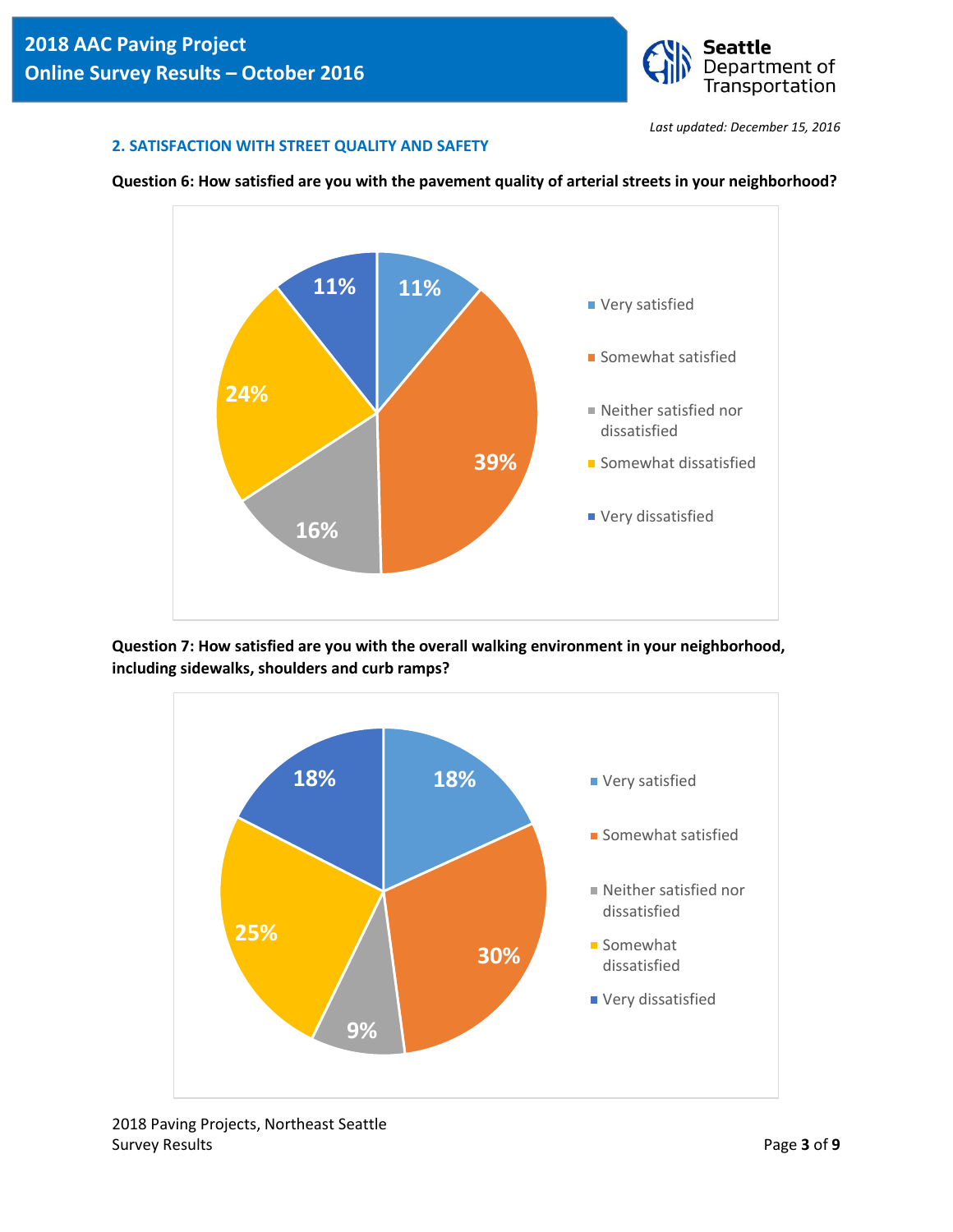### 2. SATISFACTION WITH STREET QUALITY AND SAFETY

**Question 6: How satisfied are you with the pavement quality of arterial streets in your neighborhood?**

| Response | Percent |
| --- | --- |
| Very satisfied | 11% |
| Somewhat satisfied | 39% |
| Neither satisfied nor dissatisfied | 16% |
| Somewhat dissatisfied | 24% |
| Very dissatisfied | 11% |

**Question 7: How satisfied are you with the overall walking environment in your neighborhood, including sidewalks, shoulders and curb ramps?**

| Response | Percent |
| --- | --- |
| Very satisfied | 18% |
| Somewhat satisfied | 30% |
| Neither satisfied nor dissatisfied | 9% |
| Somewhat dissatisfied | 25% |
| Very dissatisfied | 18% |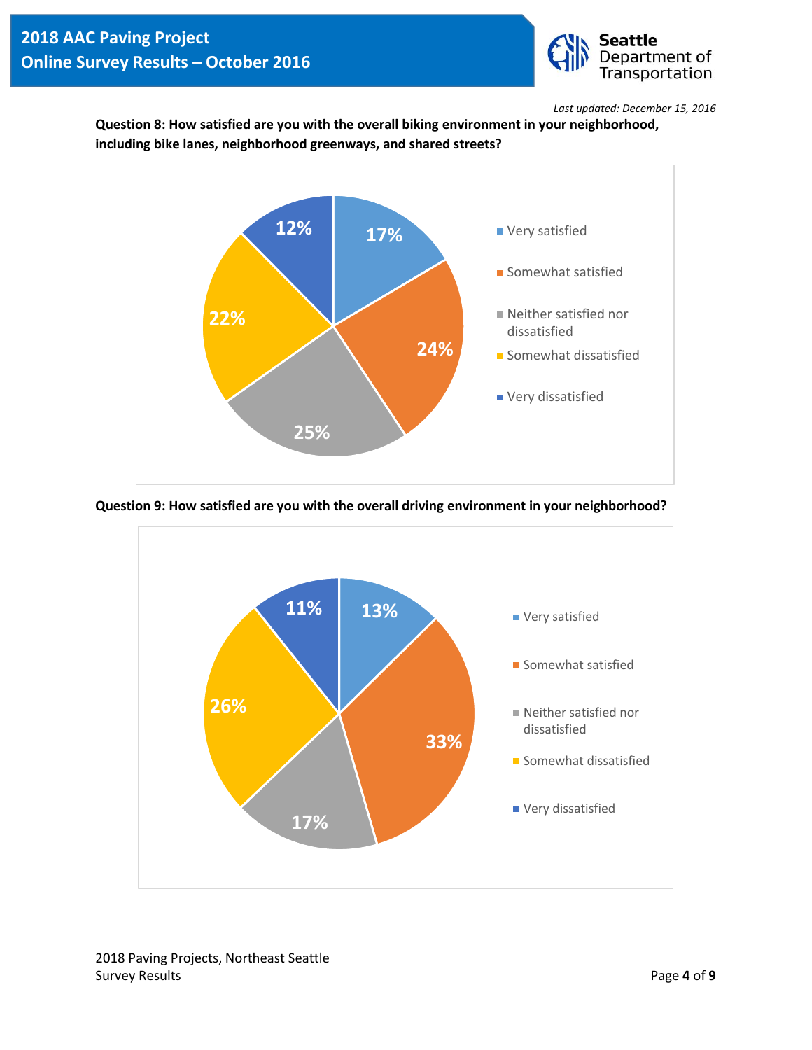**Question 8: How satisfied are you with the overall biking environment in your neighborhood, including bike lanes, neighborhood greenways, and shared streets?**

| Response | Percent |
| --- | --- |
| Very satisfied | 17% |
| Somewhat satisfied | 24% |
| Neither satisfied nor dissatisfied | 25% |
| Somewhat dissatisfied | 22% |
| Very dissatisfied | 12% |

**Question 9: How satisfied are you with the overall driving environment in your neighborhood?**

| Response | Percent |
| --- | --- |
| Very satisfied | 13% |
| Somewhat satisfied | 33% |
| Neither satisfied nor dissatisfied | 17% |
| Somewhat dissatisfied | 26% |
| Very dissatisfied | 11% |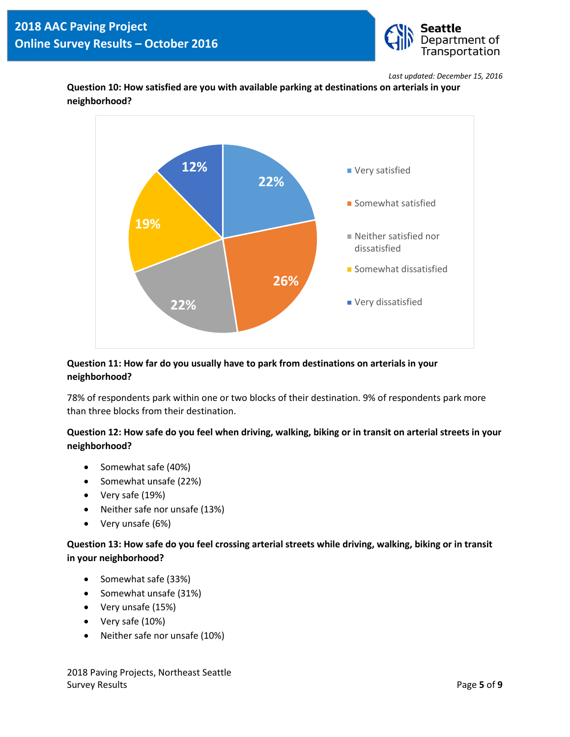### Question 10: How satisfied are you with available parking at destinations on arterials in your neighborhood?

- Very satisfied (22%)
- Somewhat satisfied (26%)
- Neither satisfied nor dissatisfied (22%)
- Somewhat dissatisfied (19%)
- Very dissatisfied (12%)

### Question 11: How far do you usually have to park from destinations on arterials in your neighborhood?

78% of respondents park within one or two blocks of their destination. 9% of respondents park more than three blocks from their destination.

### Question 12: How safe do you feel when driving, walking, biking or in transit on arterial streets in your neighborhood?

- Somewhat safe (40%)
- Somewhat unsafe (22%)
- Very safe (19%)
- Neither safe nor unsafe (13%)
- Very unsafe (6%)

### Question 13: How safe do you feel crossing arterial streets while driving, walking, biking or in transit in your neighborhood?

- Somewhat safe (33%)
- Somewhat unsafe (31%)
- Very unsafe (15%)
- Very safe (10%)
- Neither safe nor unsafe (10%)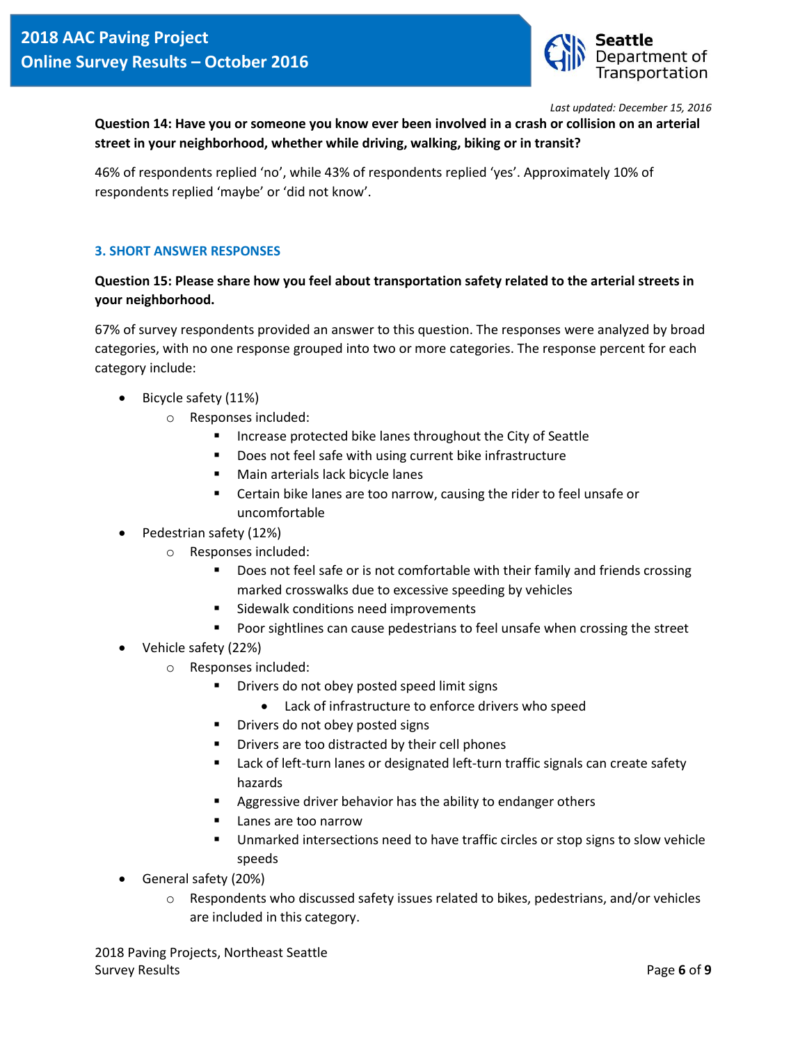**Question 14: Have you or someone you know ever been involved in a crash or collision on an arterial street in your neighborhood, whether while driving, walking, biking or in transit?**

46% of respondents replied 'no', while 43% of respondents replied 'yes'. Approximately 10% of respondents replied 'maybe' or 'did not know'.

### 3. SHORT ANSWER RESPONSES

**Question 15: Please share how you feel about transportation safety related to the arterial streets in your neighborhood.**

67% of survey respondents provided an answer to this question. The responses were analyzed by broad categories, with no one response grouped into two or more categories. The response percent for each category include:

- Bicycle safety (11%)
  - Responses included:
    - Increase protected bike lanes throughout the City of Seattle
    - Does not feel safe with using current bike infrastructure
    - Main arterials lack bicycle lanes
    - Certain bike lanes are too narrow, causing the rider to feel unsafe or uncomfortable
- Pedestrian safety (12%)
  - Responses included:
    - Does not feel safe or is not comfortable with their family and friends crossing marked crosswalks due to excessive speeding by vehicles
    - Sidewalk conditions need improvements
    - Poor sightlines can cause pedestrians to feel unsafe when crossing the street
- Vehicle safety (22%)
  - Responses included:
    - Drivers do not obey posted speed limit signs
      - Lack of infrastructure to enforce drivers who speed
    - Drivers do not obey posted signs
    - Drivers are too distracted by their cell phones
    - Lack of left-turn lanes or designated left-turn traffic signals can create safety hazards
    - Aggressive driver behavior has the ability to endanger others
    - Lanes are too narrow
    - Unmarked intersections need to have traffic circles or stop signs to slow vehicle speeds
- General safety (20%)
  - Respondents who discussed safety issues related to bikes, pedestrians, and/or vehicles are included in this category.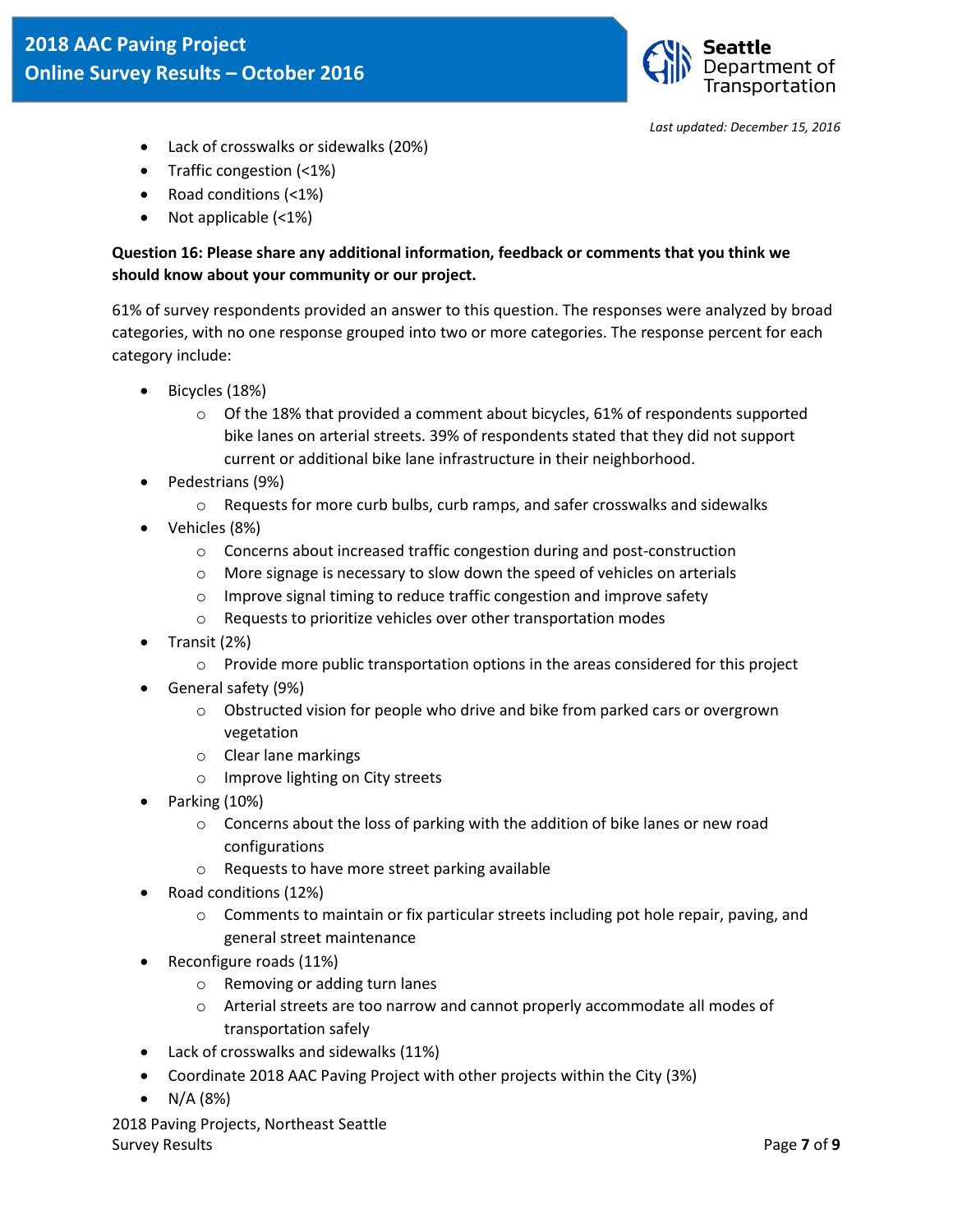- Lack of crosswalks or sidewalks (20%)
- Traffic congestion (<1%)
- Road conditions (<1%)
- Not applicable (<1%)

**Question 16: Please share any additional information, feedback or comments that you think we should know about your community or our project.**

61% of survey respondents provided an answer to this question. The responses were analyzed by broad categories, with no one response grouped into two or more categories. The response percent for each category include:

- Bicycles (18%)
  - Of the 18% that provided a comment about bicycles, 61% of respondents supported bike lanes on arterial streets. 39% of respondents stated that they did not support current or additional bike lane infrastructure in their neighborhood.
- Pedestrians (9%)
  - Requests for more curb bulbs, curb ramps, and safer crosswalks and sidewalks
- Vehicles (8%)
  - Concerns about increased traffic congestion during and post-construction
  - More signage is necessary to slow down the speed of vehicles on arterials
  - Improve signal timing to reduce traffic congestion and improve safety
  - Requests to prioritize vehicles over other transportation modes
- Transit (2%)
  - Provide more public transportation options in the areas considered for this project
- General safety (9%)
  - Obstructed vision for people who drive and bike from parked cars or overgrown vegetation
  - Clear lane markings
  - Improve lighting on City streets
- Parking (10%)
  - Concerns about the loss of parking with the addition of bike lanes or new road configurations
  - Requests to have more street parking available
- Road conditions (12%)
  - Comments to maintain or fix particular streets including pot hole repair, paving, and general street maintenance
- Reconfigure roads (11%)
  - Removing or adding turn lanes
  - Arterial streets are too narrow and cannot properly accommodate all modes of transportation safely
- Lack of crosswalks and sidewalks (11%)
- Coordinate 2018 AAC Paving Project with other projects within the City (3%)
- N/A (8%)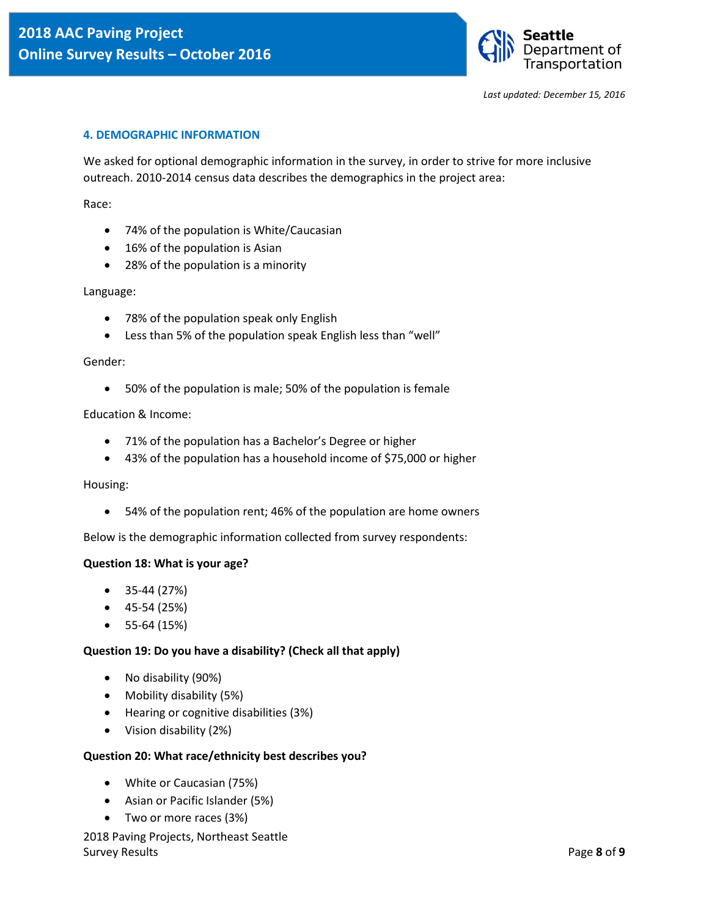### 4. DEMOGRAPHIC INFORMATION

We asked for optional demographic information in the survey, in order to strive for more inclusive outreach. 2010-2014 census data describes the demographics in the project area:

Race:

- 74% of the population is White/Caucasian
- 16% of the population is Asian
- 28% of the population is a minority

Language:

- 78% of the population speak only English
- Less than 5% of the population speak English less than "well"

Gender:

- 50% of the population is male; 50% of the population is female

Education & Income:

- 71% of the population has a Bachelor's Degree or higher
- 43% of the population has a household income of $75,000 or higher

Housing:

- 54% of the population rent; 46% of the population are home owners

Below is the demographic information collected from survey respondents:

**Question 18: What is your age?**

- 35-44 (27%)
- 45-54 (25%)
- 55-64 (15%)

**Question 19: Do you have a disability? (Check all that apply)**

- No disability (90%)
- Mobility disability (5%)
- Hearing or cognitive disabilities (3%)
- Vision disability (2%)

**Question 20: What race/ethnicity best describes you?**

- White or Caucasian (75%)
- Asian or Pacific Islander (5%)
- Two or more races (3%)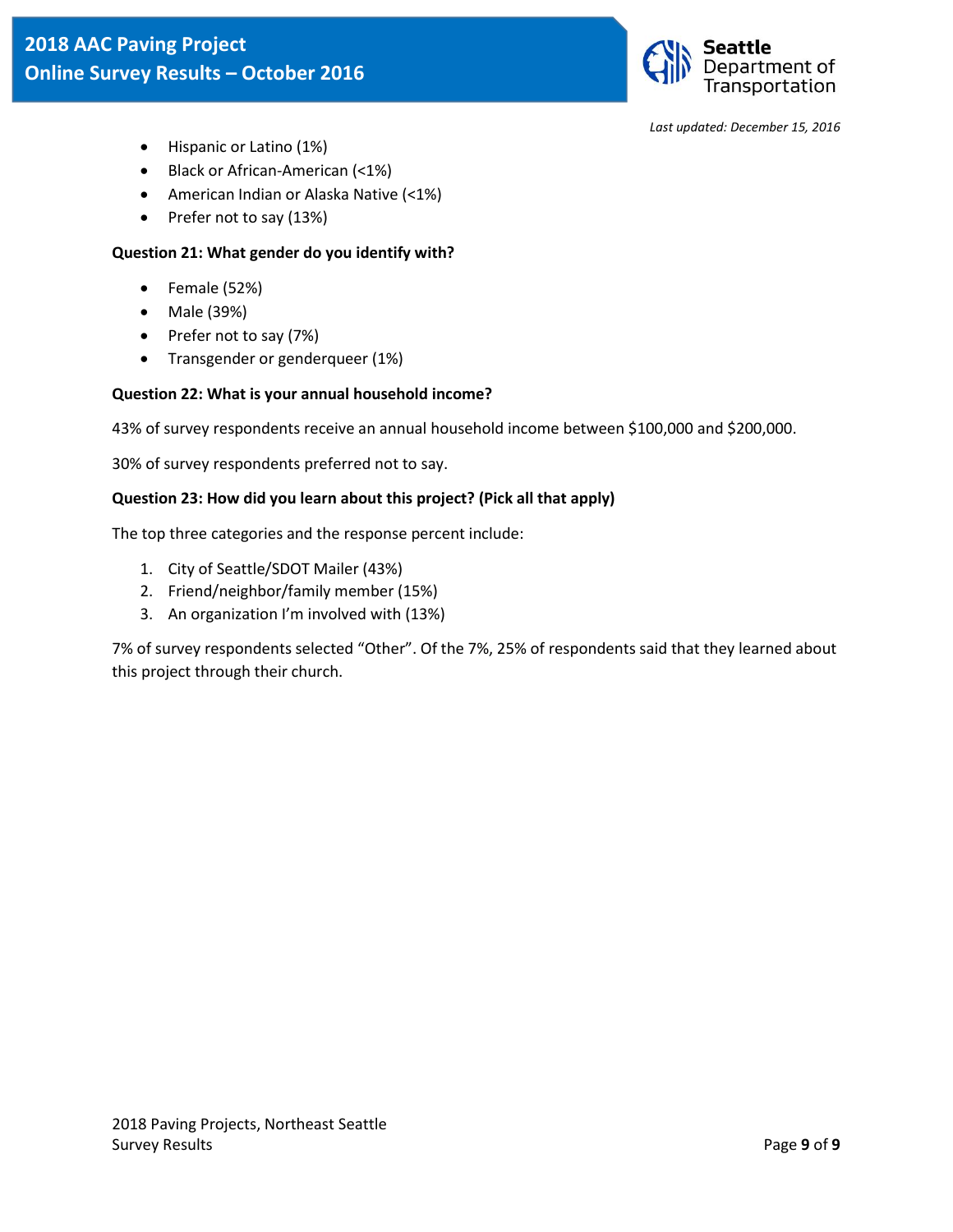- Hispanic or Latino (1%)
- Black or African-American (<1%)
- American Indian or Alaska Native (<1%)
- Prefer not to say (13%)

**Question 21: What gender do you identify with?**

- Female (52%)
- Male (39%)
- Prefer not to say (7%)
- Transgender or genderqueer (1%)

**Question 22: What is your annual household income?**

43% of survey respondents receive an annual household income between $100,000 and $200,000.

30% of survey respondents preferred not to say.

**Question 23: How did you learn about this project? (Pick all that apply)**

The top three categories and the response percent include:

1. City of Seattle/SDOT Mailer (43%)
2. Friend/neighbor/family member (15%)
3. An organization I'm involved with (13%)

7% of survey respondents selected "Other". Of the 7%, 25% of respondents said that they learned about this project through their church.